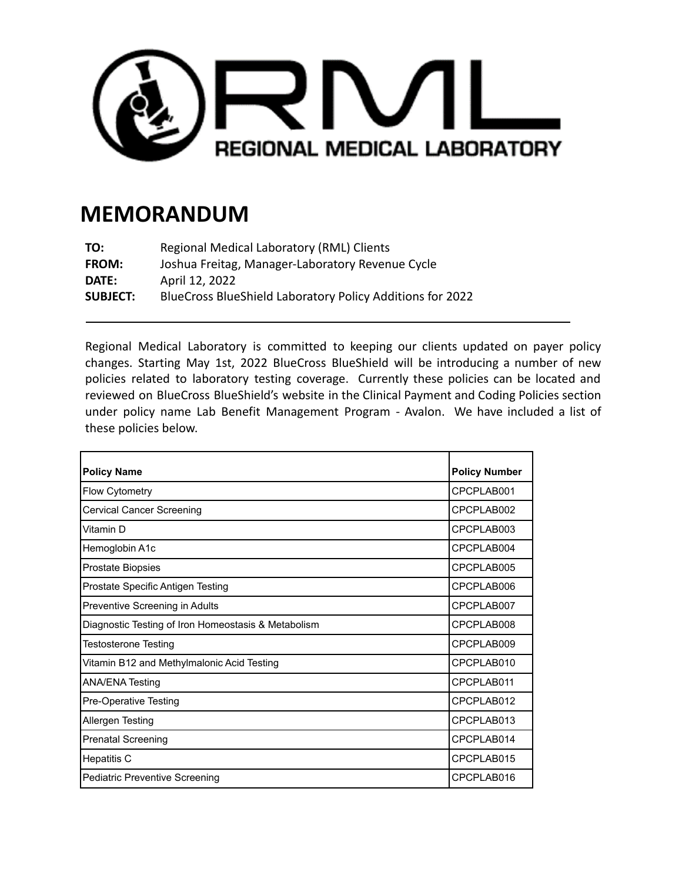RML

REGIONAL MEDICAL LABORATORY

# MEMORANDUM

**TO:** Regional Medical Laboratory (RML) Clients
**FROM:** Joshua Freitag, Manager-Laboratory Revenue Cycle
**DATE:** April 12, 2022
**SUBJECT:** BlueCross BlueShield Laboratory Policy Additions for 2022

---

Regional Medical Laboratory is committed to keeping our clients updated on payer policy changes. Starting May 1st, 2022 BlueCross BlueShield will be introducing a number of new policies related to laboratory testing coverage. Currently these policies can be located and reviewed on BlueCross BlueShield's website in the Clinical Payment and Coding Policies section under policy name Lab Benefit Management Program - Avalon. We have included a list of these policies below.

| Policy Name | Policy Number |
|---|---|
| Flow Cytometry | CPCPLAB001 |
| Cervical Cancer Screening | CPCPLAB002 |
| Vitamin D | CPCPLAB003 |
| Hemoglobin A1c | CPCPLAB004 |
| Prostate Biopsies | CPCPLAB005 |
| Prostate Specific Antigen Testing | CPCPLAB006 |
| Preventive Screening in Adults | CPCPLAB007 |
| Diagnostic Testing of Iron Homeostasis & Metabolism | CPCPLAB008 |
| Testosterone Testing | CPCPLAB009 |
| Vitamin B12 and Methylmalonic Acid Testing | CPCPLAB010 |
| ANA/ENA Testing | CPCPLAB011 |
| Pre-Operative Testing | CPCPLAB012 |
| Allergen Testing | CPCPLAB013 |
| Prenatal Screening | CPCPLAB014 |
| Hepatitis C | CPCPLAB015 |
| Pediatric Preventive Screening | CPCPLAB016 |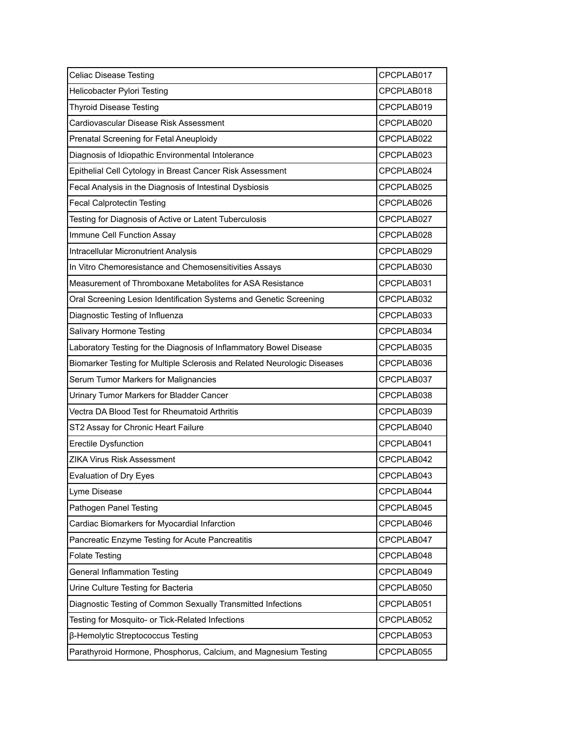| | |
|---|---|
| Celiac Disease Testing | CPCPLAB017 |
| Helicobacter Pylori Testing | CPCPLAB018 |
| Thyroid Disease Testing | CPCPLAB019 |
| Cardiovascular Disease Risk Assessment | CPCPLAB020 |
| Prenatal Screening for Fetal Aneuploidy | CPCPLAB022 |
| Diagnosis of Idiopathic Environmental Intolerance | CPCPLAB023 |
| Epithelial Cell Cytology in Breast Cancer Risk Assessment | CPCPLAB024 |
| Fecal Analysis in the Diagnosis of Intestinal Dysbiosis | CPCPLAB025 |
| Fecal Calprotectin Testing | CPCPLAB026 |
| Testing for Diagnosis of Active or Latent Tuberculosis | CPCPLAB027 |
| Immune Cell Function Assay | CPCPLAB028 |
| Intracellular Micronutrient Analysis | CPCPLAB029 |
| In Vitro Chemoresistance and Chemosensitivities Assays | CPCPLAB030 |
| Measurement of Thromboxane Metabolites for ASA Resistance | CPCPLAB031 |
| Oral Screening Lesion Identification Systems and Genetic Screening | CPCPLAB032 |
| Diagnostic Testing of Influenza | CPCPLAB033 |
| Salivary Hormone Testing | CPCPLAB034 |
| Laboratory Testing for the Diagnosis of Inflammatory Bowel Disease | CPCPLAB035 |
| Biomarker Testing for Multiple Sclerosis and Related Neurologic Diseases | CPCPLAB036 |
| Serum Tumor Markers for Malignancies | CPCPLAB037 |
| Urinary Tumor Markers for Bladder Cancer | CPCPLAB038 |
| Vectra DA Blood Test for Rheumatoid Arthritis | CPCPLAB039 |
| ST2 Assay for Chronic Heart Failure | CPCPLAB040 |
| Erectile Dysfunction | CPCPLAB041 |
| ZIKA Virus Risk Assessment | CPCPLAB042 |
| Evaluation of Dry Eyes | CPCPLAB043 |
| Lyme Disease | CPCPLAB044 |
| Pathogen Panel Testing | CPCPLAB045 |
| Cardiac Biomarkers for Myocardial Infarction | CPCPLAB046 |
| Pancreatic Enzyme Testing for Acute Pancreatitis | CPCPLAB047 |
| Folate Testing | CPCPLAB048 |
| General Inflammation Testing | CPCPLAB049 |
| Urine Culture Testing for Bacteria | CPCPLAB050 |
| Diagnostic Testing of Common Sexually Transmitted Infections | CPCPLAB051 |
| Testing for Mosquito- or Tick-Related Infections | CPCPLAB052 |
| β-Hemolytic Streptococcus Testing | CPCPLAB053 |
| Parathyroid Hormone, Phosphorus, Calcium, and Magnesium Testing | CPCPLAB055 |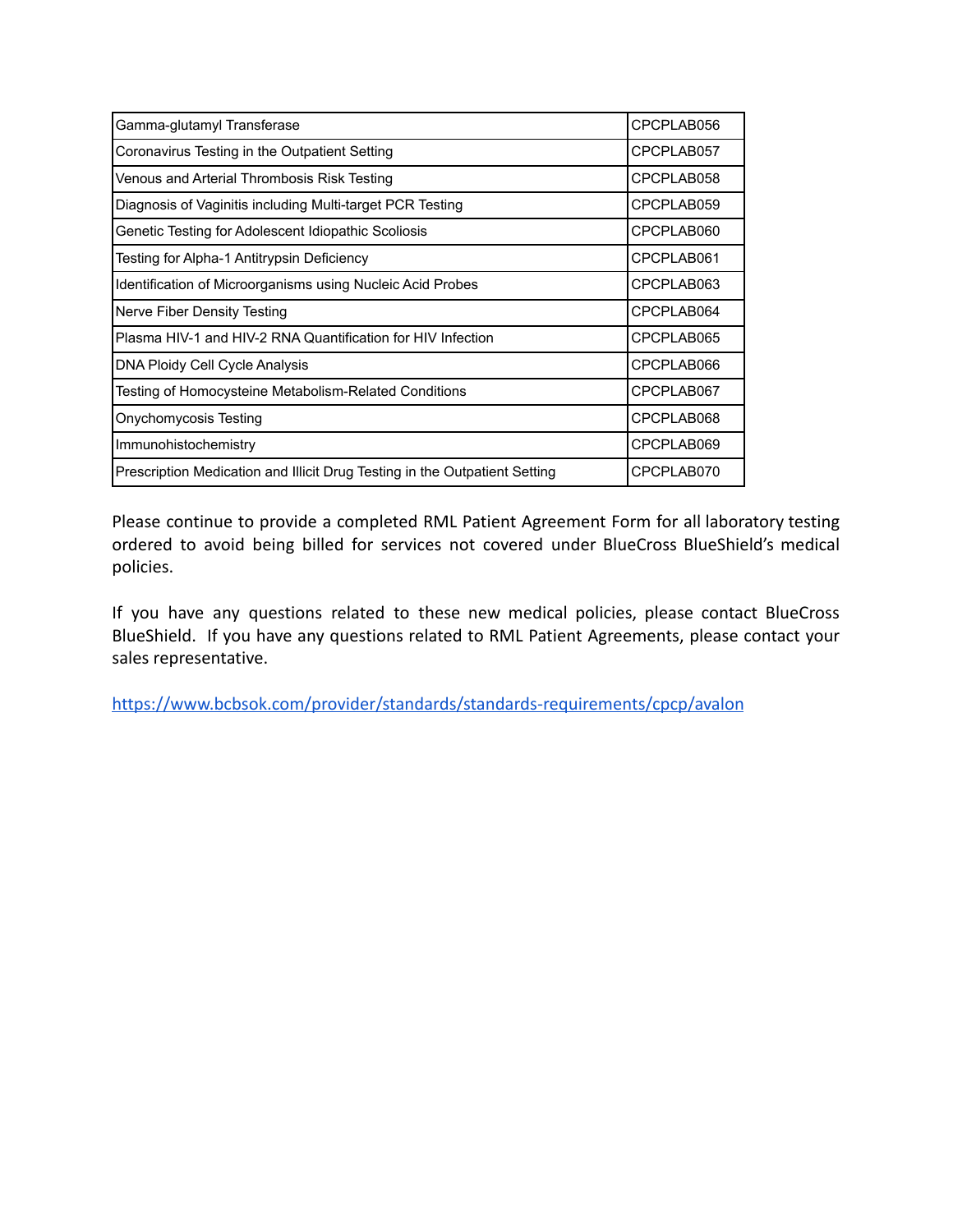| | |
|---|---|
| Gamma-glutamyl Transferase | CPCPLAB056 |
| Coronavirus Testing in the Outpatient Setting | CPCPLAB057 |
| Venous and Arterial Thrombosis Risk Testing | CPCPLAB058 |
| Diagnosis of Vaginitis including Multi-target PCR Testing | CPCPLAB059 |
| Genetic Testing for Adolescent Idiopathic Scoliosis | CPCPLAB060 |
| Testing for Alpha-1 Antitrypsin Deficiency | CPCPLAB061 |
| Identification of Microorganisms using Nucleic Acid Probes | CPCPLAB063 |
| Nerve Fiber Density Testing | CPCPLAB064 |
| Plasma HIV-1 and HIV-2 RNA Quantification for HIV Infection | CPCPLAB065 |
| DNA Ploidy Cell Cycle Analysis | CPCPLAB066 |
| Testing of Homocysteine Metabolism-Related Conditions | CPCPLAB067 |
| Onychomycosis Testing | CPCPLAB068 |
| Immunohistochemistry | CPCPLAB069 |
| Prescription Medication and Illicit Drug Testing in the Outpatient Setting | CPCPLAB070 |

Please continue to provide a completed RML Patient Agreement Form for all laboratory testing ordered to avoid being billed for services not covered under BlueCross BlueShield's medical policies.

If you have any questions related to these new medical policies, please contact BlueCross BlueShield. If you have any questions related to RML Patient Agreements, please contact your sales representative.

https://www.bcbsok.com/provider/standards/standards-requirements/cpcp/avalon